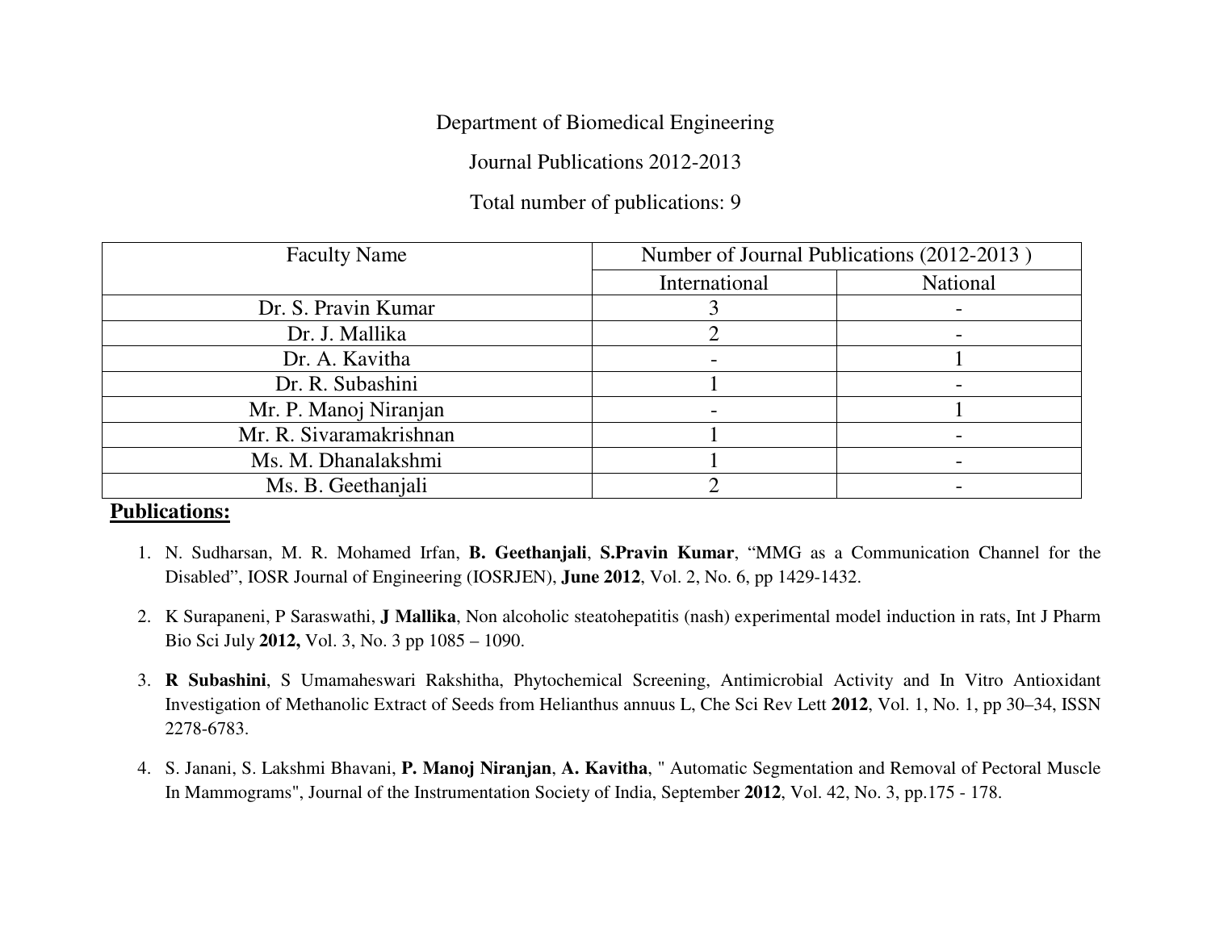Department of Biomedical Engineering

Journal Publications 2012-2013

Total number of publications: 9

| Faculty Name | Number of Journal Publications (2012-2013 ) | |
|---|---|---|
| | International | National |
| Dr. S. Pravin Kumar | 3 | - |
| Dr. J. Mallika | 2 | - |
| Dr. A. Kavitha | - | 1 |
| Dr. R. Subashini | 1 | - |
| Mr. P. Manoj Niranjan | - | 1 |
| Mr. R. Sivaramakrishnan | 1 | - |
| Ms. M. Dhanalakshmi | 1 | - |
| Ms. B. Geethanjali | 2 | - |

## Publications:

1. N. Sudharsan, M. R. Mohamed Irfan, **B. Geethanjali**, **S.Pravin Kumar**, "MMG as a Communication Channel for the Disabled", IOSR Journal of Engineering (IOSRJEN), **June 2012**, Vol. 2, No. 6, pp 1429-1432.

2. K Surapaneni, P Saraswathi, **J Mallika**, Non alcoholic steatohepatitis (nash) experimental model induction in rats, Int J Pharm Bio Sci July **2012,** Vol. 3, No. 3 pp 1085 – 1090.

3. **R Subashini**, S Umamaheswari Rakshitha, Phytochemical Screening, Antimicrobial Activity and In Vitro Antioxidant Investigation of Methanolic Extract of Seeds from Helianthus annuus L, Che Sci Rev Lett **2012**, Vol. 1, No. 1, pp 30–34, ISSN 2278-6783.

4. S. Janani, S. Lakshmi Bhavani, **P. Manoj Niranjan**, **A. Kavitha**, " Automatic Segmentation and Removal of Pectoral Muscle In Mammograms", Journal of the Instrumentation Society of India, September **2012**, Vol. 42, No. 3, pp.175 - 178.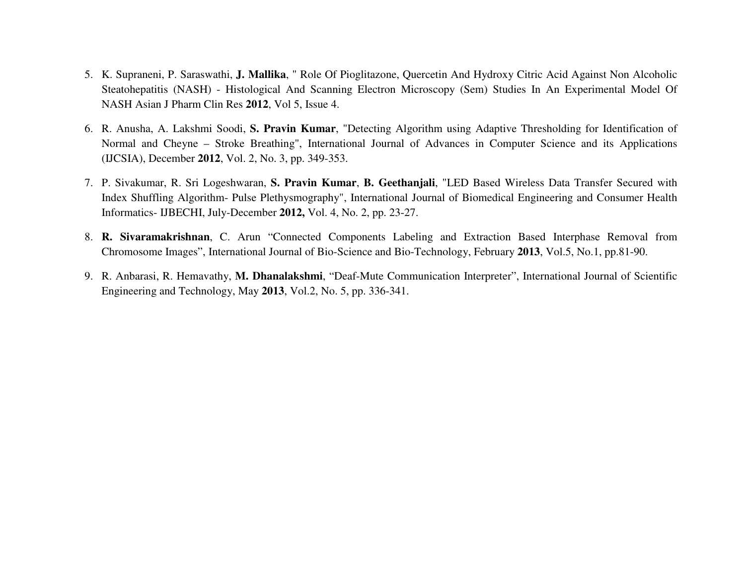5. K. Supraneni, P. Saraswathi, **J. Mallika**, " Role Of Pioglitazone, Quercetin And Hydroxy Citric Acid Against Non Alcoholic Steatohepatitis (NASH) - Histological And Scanning Electron Microscopy (Sem) Studies In An Experimental Model Of NASH Asian J Pharm Clin Res **2012**, Vol 5, Issue 4.

6. R. Anusha, A. Lakshmi Soodi, **S. Pravin Kumar**, "Detecting Algorithm using Adaptive Thresholding for Identification of Normal and Cheyne – Stroke Breathing", International Journal of Advances in Computer Science and its Applications (IJCSIA), December **2012**, Vol. 2, No. 3, pp. 349-353.

7. P. Sivakumar, R. Sri Logeshwaran, **S. Pravin Kumar**, **B. Geethanjali**, "LED Based Wireless Data Transfer Secured with Index Shuffling Algorithm- Pulse Plethysmography", International Journal of Biomedical Engineering and Consumer Health Informatics- IJBECHI, July-December **2012,** Vol. 4, No. 2, pp. 23-27.

8. **R. Sivaramakrishnan**, C. Arun "Connected Components Labeling and Extraction Based Interphase Removal from Chromosome Images", International Journal of Bio-Science and Bio-Technology, February **2013**, Vol.5, No.1, pp.81-90.

9. R. Anbarasi, R. Hemavathy, **M. Dhanalakshmi**, "Deaf-Mute Communication Interpreter", International Journal of Scientific Engineering and Technology, May **2013**, Vol.2, No. 5, pp. 336-341.